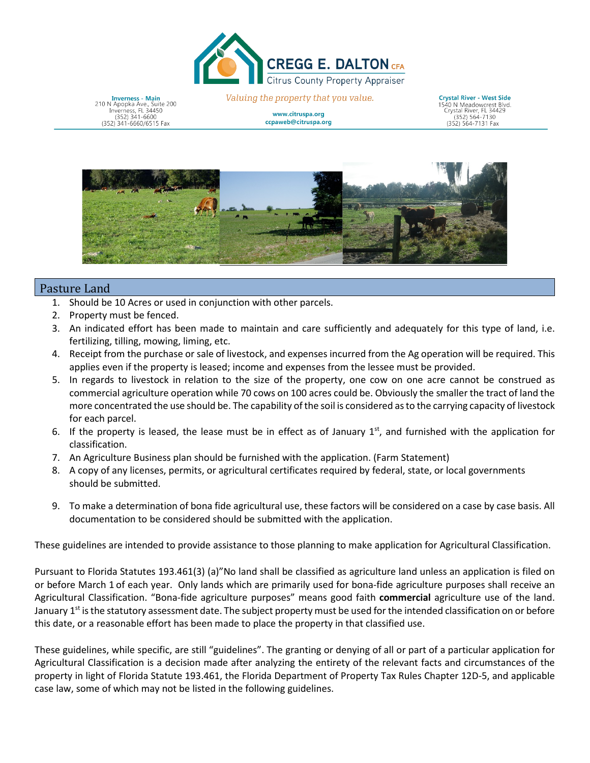CREGG E. DALTON CFA
Citrus County Property Appraiser

*Valuing the property that you value.*

**Inverness - Main**
210 N Apopka Ave., Suite 200
Inverness, FL 34450
(352) 341-6600
(352) 341-6660/6515 Fax

www.citruspa.org
ccpaweb@citruspa.org

**Crystal River - West Side**
1540 N Meadowcrest Blvd.
Crystal River, FL 34429
(352) 564-7130
(352) 564-7131 Fax

## Pasture Land

1. Should be 10 Acres or used in conjunction with other parcels.
2. Property must be fenced.
3. An indicated effort has been made to maintain and care sufficiently and adequately for this type of land, i.e. fertilizing, tilling, mowing, liming, etc.
4. Receipt from the purchase or sale of livestock, and expenses incurred from the Ag operation will be required. This applies even if the property is leased; income and expenses from the lessee must be provided.
5. In regards to livestock in relation to the size of the property, one cow on one acre cannot be construed as commercial agriculture operation while 70 cows on 100 acres could be. Obviously the smaller the tract of land the more concentrated the use should be. The capability of the soil is considered as to the carrying capacity of livestock for each parcel.
6. If the property is leased, the lease must be in effect as of January 1st, and furnished with the application for classification.
7. An Agriculture Business plan should be furnished with the application. (Farm Statement)
8. A copy of any licenses, permits, or agricultural certificates required by federal, state, or local governments should be submitted.
9. To make a determination of bona fide agricultural use, these factors will be considered on a case by case basis. All documentation to be considered should be submitted with the application.

These guidelines are intended to provide assistance to those planning to make application for Agricultural Classification.

Pursuant to Florida Statutes 193.461(3) (a)"No land shall be classified as agriculture land unless an application is filed on or before March 1 of each year. Only lands which are primarily used for bona-fide agriculture purposes shall receive an Agricultural Classification. "Bona-fide agriculture purposes" means good faith **commercial** agriculture use of the land. January 1st is the statutory assessment date. The subject property must be used for the intended classification on or before this date, or a reasonable effort has been made to place the property in that classified use.

These guidelines, while specific, are still "guidelines". The granting or denying of all or part of a particular application for Agricultural Classification is a decision made after analyzing the entirety of the relevant facts and circumstances of the property in light of Florida Statute 193.461, the Florida Department of Property Tax Rules Chapter 12D-5, and applicable case law, some of which may not be listed in the following guidelines.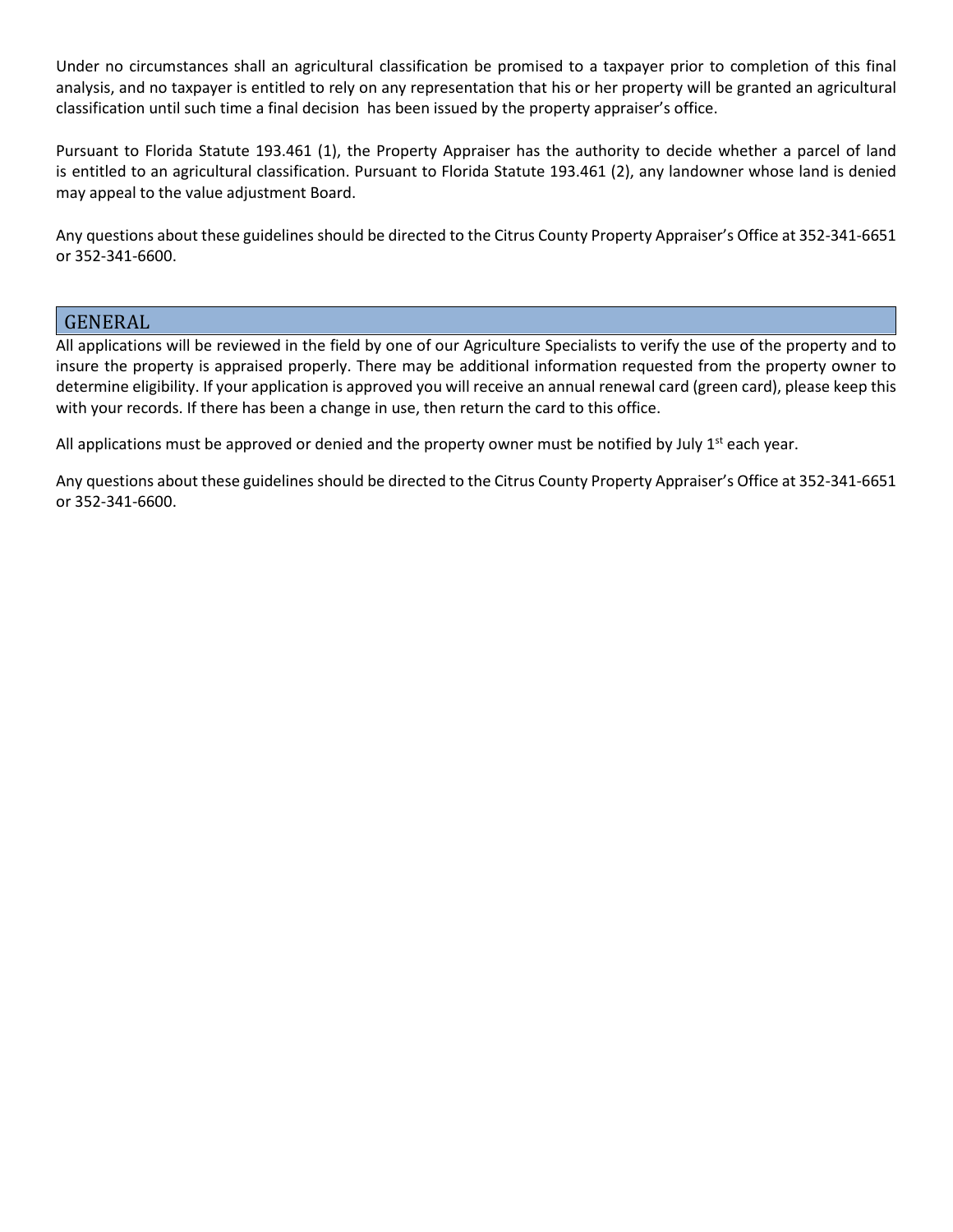Under no circumstances shall an agricultural classification be promised to a taxpayer prior to completion of this final analysis, and no taxpayer is entitled to rely on any representation that his or her property will be granted an agricultural classification until such time a final decision has been issued by the property appraiser's office.

Pursuant to Florida Statute 193.461 (1), the Property Appraiser has the authority to decide whether a parcel of land is entitled to an agricultural classification. Pursuant to Florida Statute 193.461 (2), any landowner whose land is denied may appeal to the value adjustment Board.

Any questions about these guidelines should be directed to the Citrus County Property Appraiser's Office at 352-341-6651 or 352-341-6600.

## GENERAL

All applications will be reviewed in the field by one of our Agriculture Specialists to verify the use of the property and to insure the property is appraised properly. There may be additional information requested from the property owner to determine eligibility. If your application is approved you will receive an annual renewal card (green card), please keep this with your records. If there has been a change in use, then return the card to this office.

All applications must be approved or denied and the property owner must be notified by July 1st each year.

Any questions about these guidelines should be directed to the Citrus County Property Appraiser's Office at 352-341-6651 or 352-341-6600.